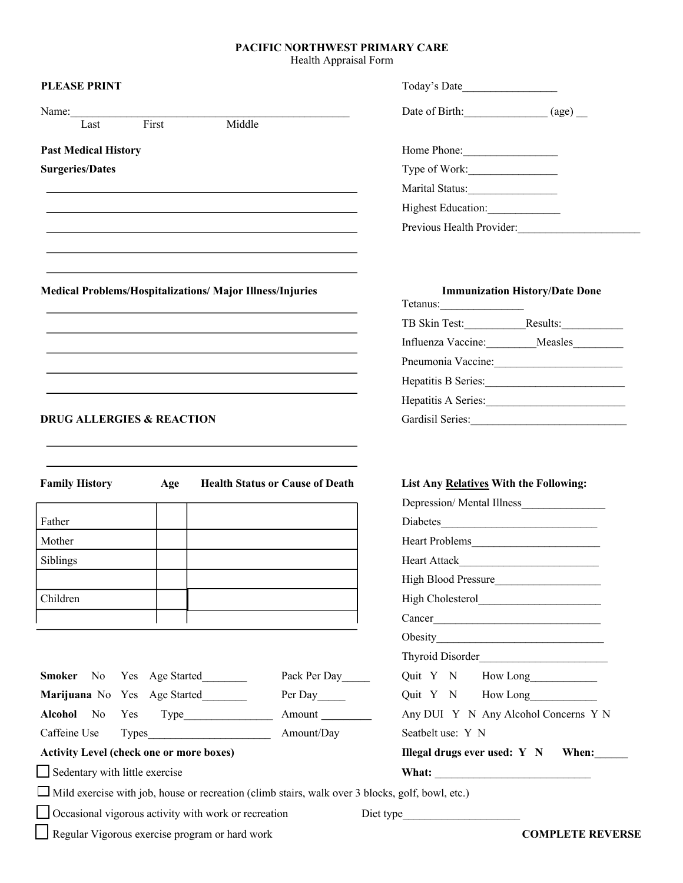# PACIFIC NORTHWEST PRIMARY CARE
Health Appraisal Form

**PLEASE PRINT**

Name:___________________________________________________
Last First Middle

Today's Date_________________

Date of Birth:_______________ (age) __

Home Phone:_________________

Type of Work:________________

Marital Status:________________

Highest Education:_____________

Previous Health Provider:______________________

**Past Medical History**

**Surgeries/Dates**

______________________________________________________

______________________________________________________

______________________________________________________

______________________________________________________

______________________________________________________

**Medical Problems/Hospitalizations/ Major Illness/Injuries**

______________________________________________________

______________________________________________________

______________________________________________________

______________________________________________________

______________________________________________________

**Immunization History/Date Done**

Tetanus:_______________

TB Skin Test:___________Results:___________

Influenza Vaccine:_________Measles_________

Pneumonia Vaccine:_______________________

Hepatitis B Series:_________________________

Hepatitis A Series:_________________________

Gardisil Series:____________________________

**DRUG ALLERGIES & REACTION**

______________________________________________________

______________________________________________________

| Family History | Age | Health Status or Cause of Death |
|---|---|---|
| Father | | |
| Mother | | |
| Siblings | | |
| | | |
| Children | | |
| | | |

**List Any Relatives With the Following:**

Depression/ Mental Illness_______________

Diabetes____________________________

Heart Problems_______________________

Heart Attack_________________________

High Blood Pressure___________________

High Cholesterol______________________

Cancer______________________________

Obesity______________________________

Thyroid Disorder_______________________

**Smoker** No Yes Age Started________ Pack Per Day_____ Quit Y N How Long____________

**Marijuana** No Yes Age Started________ Per Day_____ Quit Y N How Long____________

**Alcohol** No Yes Type________________ Amount _________ Any DUI Y N Any Alcohol Concerns Y N

Caffeine Use Types______________________ Amount/Day Seatbelt use: Y N

**Activity Level (check one or more boxes)**

- ☐ Sedentary with little exercise
- ☐ Mild exercise with job, house or recreation (climb stairs, walk over 3 blocks, golf, bowl, etc.)
- ☐ Occasional vigorous activity with work or recreation
- ☐ Regular Vigorous exercise program or hard work

**Illegal drugs ever used: Y N When:______**

**What:** ____________________________

Diet type_____________________

**COMPLETE REVERSE**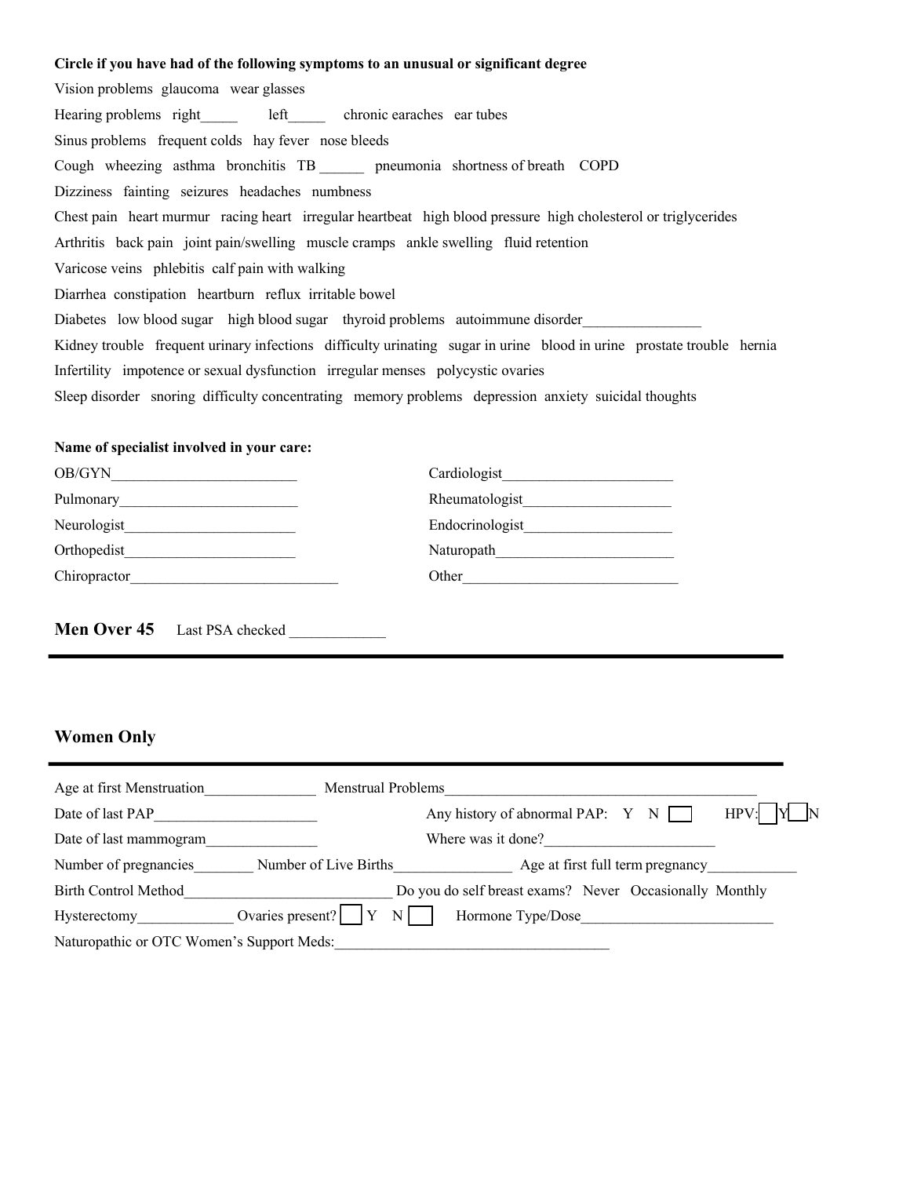**Circle if you have had of the following symptoms to an unusual or significant degree**

Vision problems glaucoma wear glasses

Hearing problems right_____ left_____ chronic earaches ear tubes

Sinus problems frequent colds hay fever nose bleeds

Cough wheezing asthma bronchitis TB ______ pneumonia shortness of breath COPD

Dizziness fainting seizures headaches numbness

Chest pain heart murmur racing heart irregular heartbeat high blood pressure high cholesterol or triglycerides

Arthritis back pain joint pain/swelling muscle cramps ankle swelling fluid retention

Varicose veins phlebitis calf pain with walking

Diarrhea constipation heartburn reflux irritable bowel

Diabetes low blood sugar high blood sugar thyroid problems autoimmune disorder________________

Kidney trouble frequent urinary infections difficulty urinating sugar in urine blood in urine prostate trouble hernia

Infertility impotence or sexual dysfunction irregular menses polycystic ovaries

Sleep disorder snoring difficulty concentrating memory problems depression anxiety suicidal thoughts

**Name of specialist involved in your care:**

OB/GYN_________________________

Cardiologist_______________________

Pulmonary________________________

Rheumatologist____________________

Neurologist_______________________

Endocrinologist____________________

Orthopedist_______________________

Naturopath________________________

Chiropractor____________________________

Other_____________________________

**Men Over 45** Last PSA checked _____________

## Women Only

Age at first Menstruation_______________ Menstrual Problems__________________________________________

Date of last PAP______________________ Any history of abnormal PAP: Y N ☐ HPV: ☐ Y ☐ N

Date of last mammogram_______________ Where was it done?_______________________

Number of pregnancies________ Number of Live Births________________ Age at first full term pregnancy____________

Birth Control Method____________________________ Do you do self breast exams? Never Occasionally Monthly

Hysterectomy_____________ Ovaries present? ☐ Y N ☐ Hormone Type/Dose__________________________

Naturopathic or OTC Women's Support Meds:_____________________________________